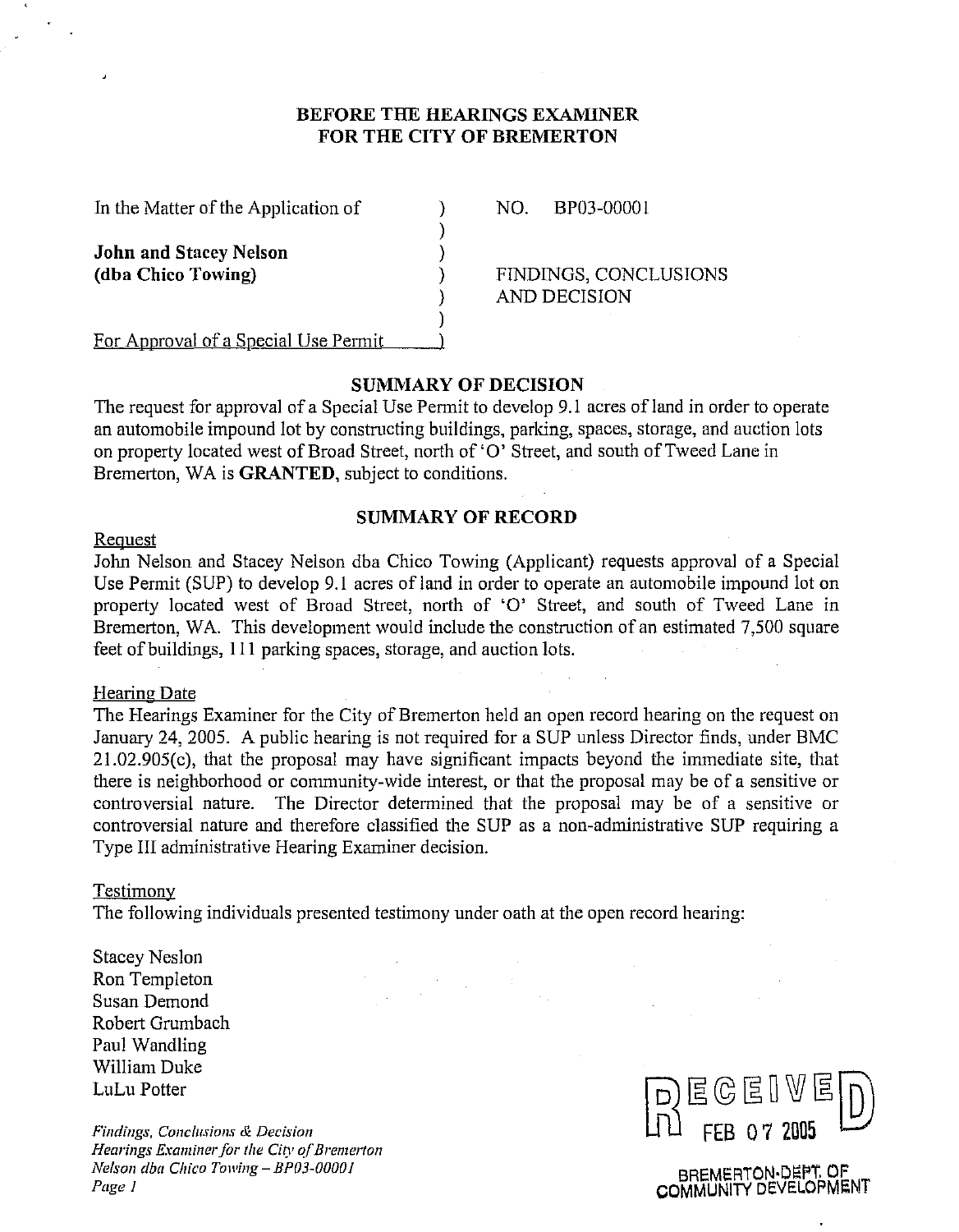**BEFORE THE HEARINGS EXAMINER**
**FOR THE CITY OF BREMERTON**

| | | |
|---|---|---|
| In the Matter of the Application of | ) | NO. BP03-00001 |
| | ) | |
| **John and Stacey Nelson** | ) | |
| **(dba Chico Towing)** | ) | FINDINGS, CONCLUSIONS |
| | ) | AND DECISION |
| | ) | |
| For Approval of a Special Use Permit | ) | |

## SUMMARY OF DECISION

The request for approval of a Special Use Permit to develop 9.1 acres of land in order to operate an automobile impound lot by constructing buildings, parking, spaces, storage, and auction lots on property located west of Broad Street, north of 'O' Street, and south of Tweed Lane in Bremerton, WA is **GRANTED**, subject to conditions.

## SUMMARY OF RECORD

Request

John Nelson and Stacey Nelson dba Chico Towing (Applicant) requests approval of a Special Use Permit (SUP) to develop 9.1 acres of land in order to operate an automobile impound lot on property located west of Broad Street, north of 'O' Street, and south of Tweed Lane in Bremerton, WA. This development would include the construction of an estimated 7,500 square feet of buildings, 111 parking spaces, storage, and auction lots.

Hearing Date

The Hearings Examiner for the City of Bremerton held an open record hearing on the request on January 24, 2005. A public hearing is not required for a SUP unless Director finds, under BMC 21.02.905(c), that the proposal may have significant impacts beyond the immediate site, that there is neighborhood or community-wide interest, or that the proposal may be of a sensitive or controversial nature. The Director determined that the proposal may be of a sensitive or controversial nature and therefore classified the SUP as a non-administrative SUP requiring a Type III administrative Hearing Examiner decision.

Testimony

The following individuals presented testimony under oath at the open record hearing:

Stacey Neslon
Ron Templeton
Susan Demond
Robert Grumbach
Paul Wandling
William Duke
LuLu Potter

RECEIVED
FEB 07 2005
BREMERTON-DEPT. OF COMMUNITY DEVELOPMENT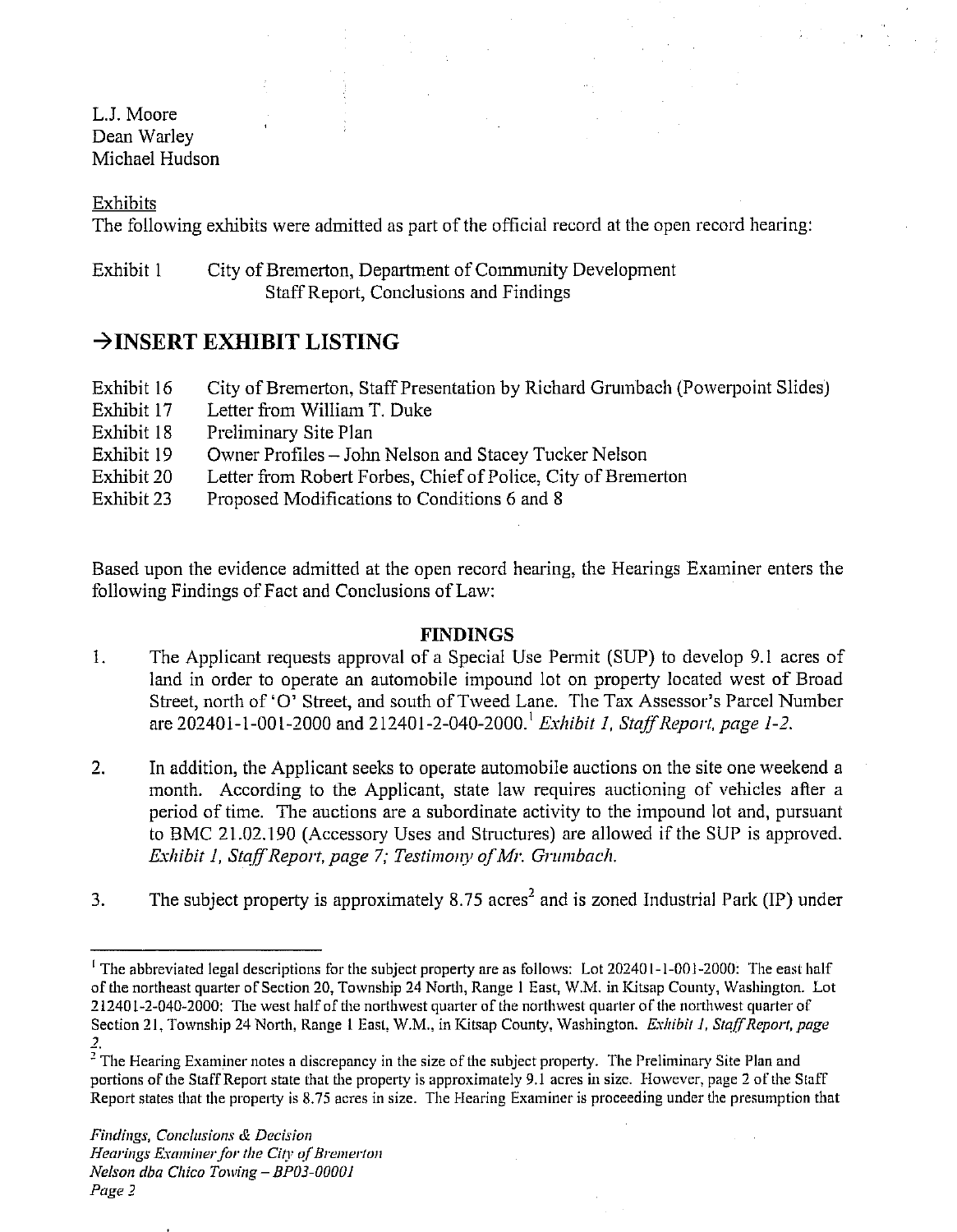L.J. Moore
Dean Warley
Michael Hudson

Exhibits

The following exhibits were admitted as part of the official record at the open record hearing:

Exhibit 1 City of Bremerton, Department of Community Development Staff Report, Conclusions and Findings

## →INSERT EXHIBIT LISTING

Exhibit 16 City of Bremerton, Staff Presentation by Richard Grumbach (Powerpoint Slides)
Exhibit 17 Letter from William T. Duke
Exhibit 18 Preliminary Site Plan
Exhibit 19 Owner Profiles – John Nelson and Stacey Tucker Nelson
Exhibit 20 Letter from Robert Forbes, Chief of Police, City of Bremerton
Exhibit 23 Proposed Modifications to Conditions 6 and 8

Based upon the evidence admitted at the open record hearing, the Hearings Examiner enters the following Findings of Fact and Conclusions of Law:

### FINDINGS

1. The Applicant requests approval of a Special Use Permit (SUP) to develop 9.1 acres of land in order to operate an automobile impound lot on property located west of Broad Street, north of 'O' Street, and south of Tweed Lane. The Tax Assessor's Parcel Number are 202401-1-001-2000 and 212401-2-040-2000.[1] *Exhibit 1, Staff Report, page 1-2.*

2. In addition, the Applicant seeks to operate automobile auctions on the site one weekend a month. According to the Applicant, state law requires auctioning of vehicles after a period of time. The auctions are a subordinate activity to the impound lot and, pursuant to BMC 21.02.190 (Accessory Uses and Structures) are allowed if the SUP is approved. *Exhibit 1, Staff Report, page 7; Testimony of Mr. Grumbach.*

3. The subject property is approximately 8.75 acres[2] and is zoned Industrial Park (IP) under

[1] The abbreviated legal descriptions for the subject property are as follows: Lot 202401-1-001-2000: The east half of the northeast quarter of Section 20, Township 24 North, Range 1 East, W.M. in Kitsap County, Washington. Lot 212401-2-040-2000: The west half of the northwest quarter of the northwest quarter of the northwest quarter of Section 21, Township 24 North, Range 1 East, W.M., in Kitsap County, Washington. *Exhibit 1, Staff Report, page 2.*

[2] The Hearing Examiner notes a discrepancy in the size of the subject property. The Preliminary Site Plan and portions of the Staff Report state that the property is approximately 9.1 acres in size. However, page 2 of the Staff Report states that the property is 8.75 acres in size. The Hearing Examiner is proceeding under the presumption that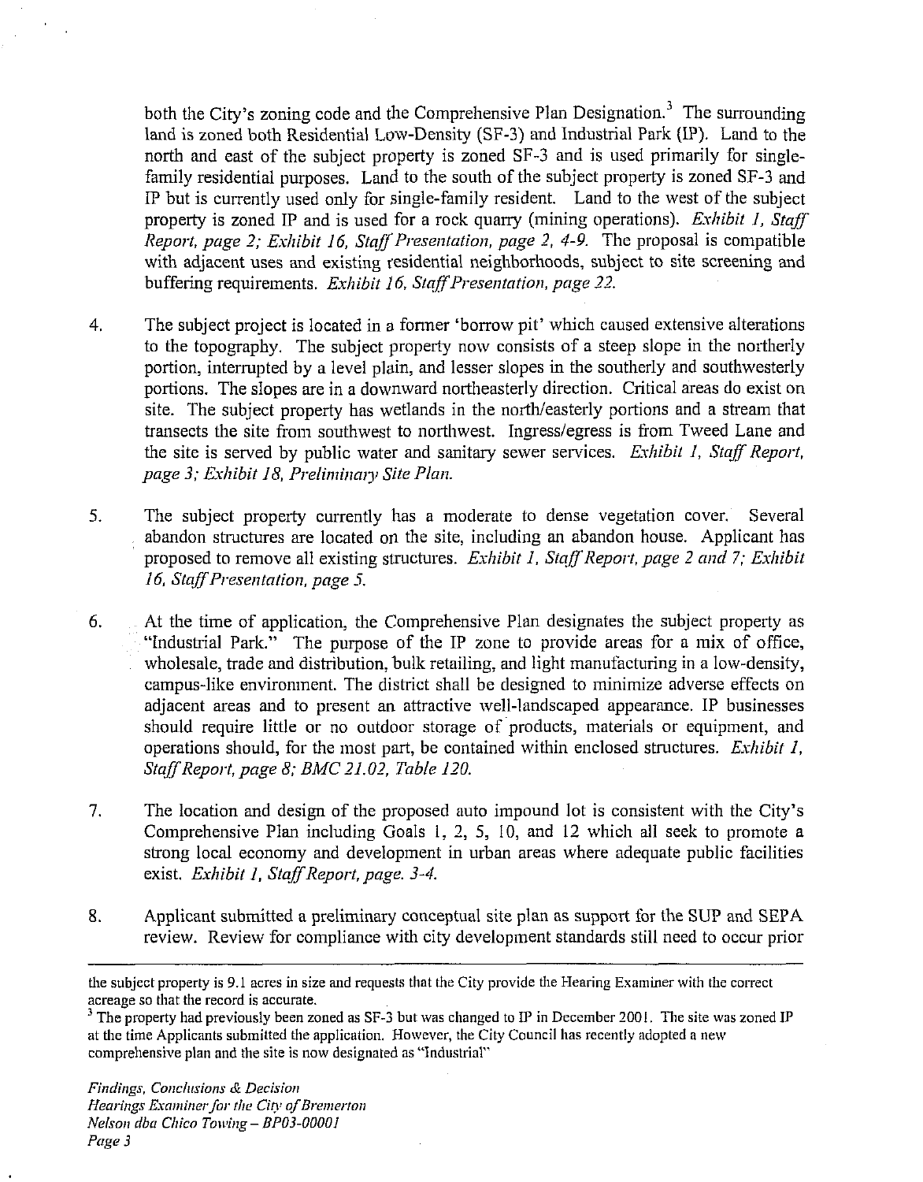both the City's zoning code and the Comprehensive Plan Designation.[3] The surrounding land is zoned both Residential Low-Density (SF-3) and Industrial Park (IP). Land to the north and east of the subject property is zoned SF-3 and is used primarily for single-family residential purposes. Land to the south of the subject property is zoned SF-3 and IP but is currently used only for single-family resident. Land to the west of the subject property is zoned IP and is used for a rock quarry (mining operations). *Exhibit 1, Staff Report, page 2; Exhibit 16, Staff Presentation, page 2, 4-9.* The proposal is compatible with adjacent uses and existing residential neighborhoods, subject to site screening and buffering requirements. *Exhibit 16, Staff Presentation, page 22.*

4. The subject project is located in a former 'borrow pit' which caused extensive alterations to the topography. The subject property now consists of a steep slope in the northerly portion, interrupted by a level plain, and lesser slopes in the southerly and southwesterly portions. The slopes are in a downward northeasterly direction. Critical areas do exist on site. The subject property has wetlands in the north/easterly portions and a stream that transects the site from southwest to northwest. Ingress/egress is from Tweed Lane and the site is served by public water and sanitary sewer services. *Exhibit 1, Staff Report, page 3; Exhibit 18, Preliminary Site Plan.*

5. The subject property currently has a moderate to dense vegetation cover. Several abandon structures are located on the site, including an abandon house. Applicant has proposed to remove all existing structures. *Exhibit 1, Staff Report, page 2 and 7; Exhibit 16, Staff Presentation, page 5.*

6. At the time of application, the Comprehensive Plan designates the subject property as "Industrial Park." The purpose of the IP zone to provide areas for a mix of office, wholesale, trade and distribution, bulk retailing, and light manufacturing in a low-density, campus-like environment. The district shall be designed to minimize adverse effects on adjacent areas and to present an attractive well-landscaped appearance. IP businesses should require little or no outdoor storage of products, materials or equipment, and operations should, for the most part, be contained within enclosed structures. *Exhibit 1, Staff Report, page 8; BMC 21.02, Table 120.*

7. The location and design of the proposed auto impound lot is consistent with the City's Comprehensive Plan including Goals 1, 2, 5, 10, and 12 which all seek to promote a strong local economy and development in urban areas where adequate public facilities exist. *Exhibit 1, Staff Report, page. 3-4.*

8. Applicant submitted a preliminary conceptual site plan as support for the SUP and SEPA review. Review for compliance with city development standards still need to occur prior

---

the subject property is 9.1 acres in size and requests that the City provide the Hearing Examiner with the correct acreage so that the record is accurate.

[3] The property had previously been zoned as SF-3 but was changed to IP in December 2001. The site was zoned IP at the time Applicants submitted the application. However, the City Council has recently adopted a new comprehensive plan and the site is now designated as "Industrial"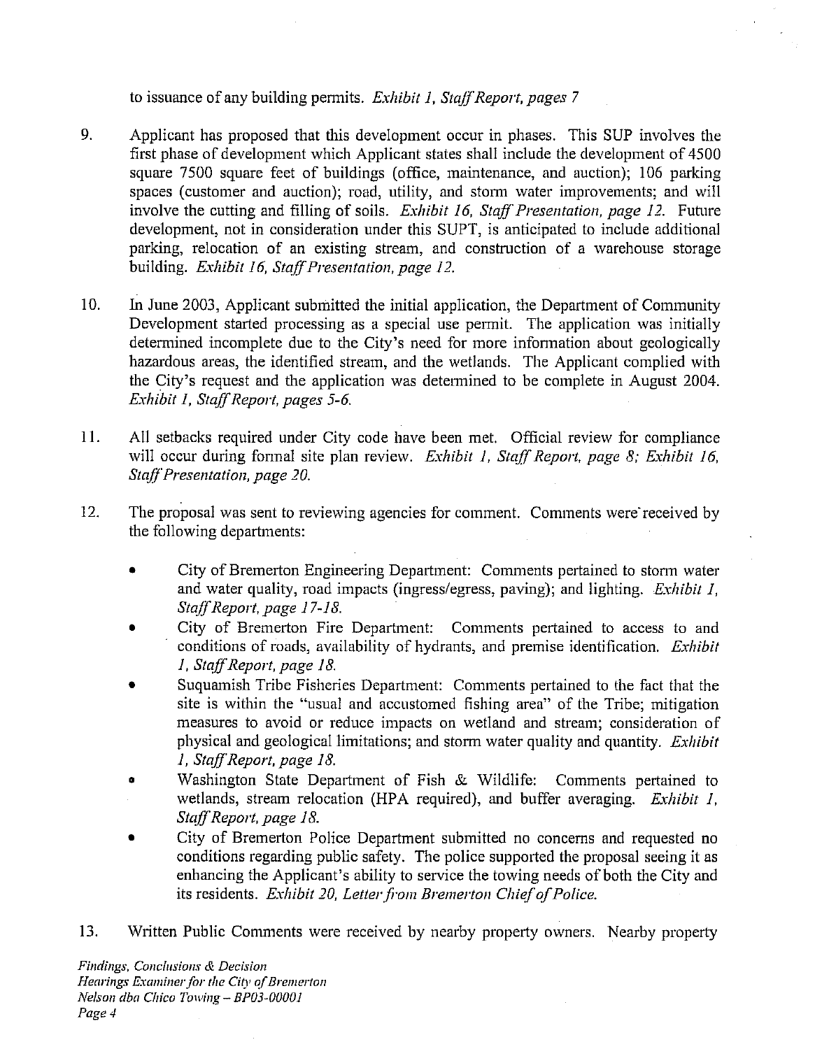to issuance of any building permits. *Exhibit 1, Staff Report, pages 7*

9. Applicant has proposed that this development occur in phases. This SUP involves the first phase of development which Applicant states shall include the development of 4500 square 7500 square feet of buildings (office, maintenance, and auction); 106 parking spaces (customer and auction); road, utility, and storm water improvements; and will involve the cutting and filling of soils. *Exhibit 16, Staff Presentation, page 12.* Future development, not in consideration under this SUPT, is anticipated to include additional parking, relocation of an existing stream, and construction of a warehouse storage building. *Exhibit 16, Staff Presentation, page 12.*

10. In June 2003, Applicant submitted the initial application, the Department of Community Development started processing as a special use permit. The application was initially determined incomplete due to the City's need for more information about geologically hazardous areas, the identified stream, and the wetlands. The Applicant complied with the City's request and the application was determined to be complete in August 2004. *Exhibit 1, Staff Report, pages 5-6.*

11. All setbacks required under City code have been met. Official review for compliance will occur during formal site plan review. *Exhibit 1, Staff Report, page 8; Exhibit 16, Staff Presentation, page 20.*

12. The proposal was sent to reviewing agencies for comment. Comments were received by the following departments:

    - City of Bremerton Engineering Department: Comments pertained to storm water and water quality, road impacts (ingress/egress, paving); and lighting. *Exhibit 1, Staff Report, page 17-18.*
    - City of Bremerton Fire Department: Comments pertained to access to and conditions of roads, availability of hydrants, and premise identification. *Exhibit 1, Staff Report, page 18.*
    - Suquamish Tribe Fisheries Department: Comments pertained to the fact that the site is within the "usual and accustomed fishing area" of the Tribe; mitigation measures to avoid or reduce impacts on wetland and stream; consideration of physical and geological limitations; and storm water quality and quantity. *Exhibit 1, Staff Report, page 18.*
    - Washington State Department of Fish & Wildlife: Comments pertained to wetlands, stream relocation (HPA required), and buffer averaging. *Exhibit 1, Staff Report, page 18.*
    - City of Bremerton Police Department submitted no concerns and requested no conditions regarding public safety. The police supported the proposal seeing it as enhancing the Applicant's ability to service the towing needs of both the City and its residents. *Exhibit 20, Letter from Bremerton Chief of Police.*

13. Written Public Comments were received by nearby property owners. Nearby property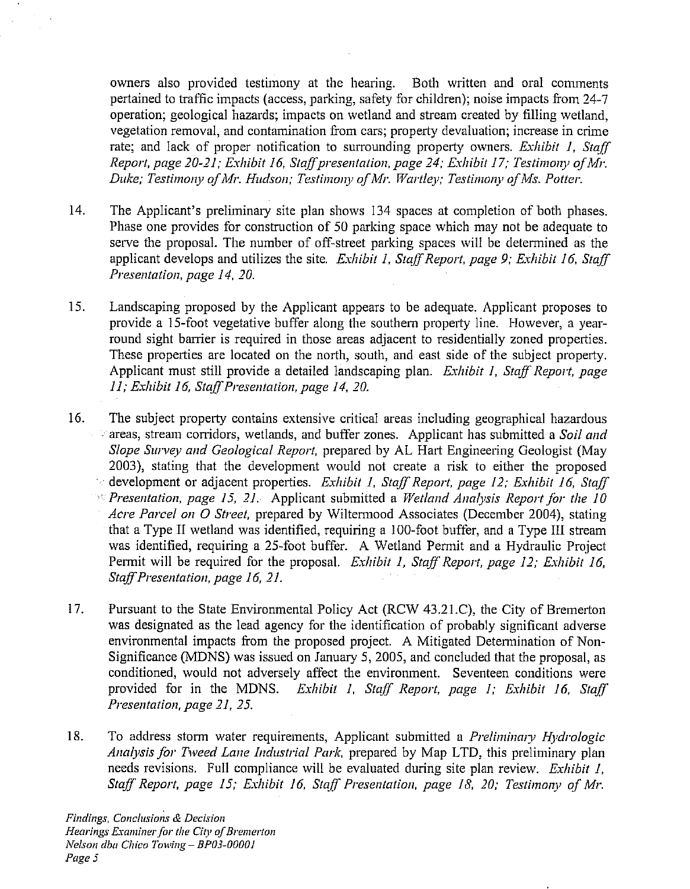owners also provided testimony at the hearing. Both written and oral comments pertained to traffic impacts (access, parking, safety for children); noise impacts from 24-7 operation; geological hazards; impacts on wetland and stream created by filling wetland, vegetation removal, and contamination from cars; property devaluation; increase in crime rate; and lack of proper notification to surrounding property owners. *Exhibit 1, Staff Report, page 20-21; Exhibit 16, Staff presentation, page 24; Exhibit 17; Testimony of Mr. Duke; Testimony of Mr. Hudson; Testimony of Mr. Wartley; Testimony of Ms. Potter.*

14. The Applicant's preliminary site plan shows 134 spaces at completion of both phases. Phase one provides for construction of 50 parking space which may not be adequate to serve the proposal. The number of off-street parking spaces will be determined as the applicant develops and utilizes the site. *Exhibit 1, Staff Report, page 9; Exhibit 16, Staff Presentation, page 14, 20.*

15. Landscaping proposed by the Applicant appears to be adequate. Applicant proposes to provide a 15-foot vegetative buffer along the southern property line. However, a year-round sight barrier is required in those areas adjacent to residentially zoned properties. These properties are located on the north, south, and east side of the subject property. Applicant must still provide a detailed landscaping plan. *Exhibit 1, Staff Report, page 11; Exhibit 16, Staff Presentation, page 14, 20.*

16. The subject property contains extensive critical areas including geographical hazardous areas, stream corridors, wetlands, and buffer zones. Applicant has submitted a *Soil and Slope Survey and Geological Report*, prepared by AL Hart Engineering Geologist (May 2003), stating that the development would not create a risk to either the proposed development or adjacent properties. *Exhibit 1, Staff Report, page 12; Exhibit 16, Staff Presentation, page 15, 21.* Applicant submitted a *Wetland Analysis Report for the 10 Acre Parcel on O Street*, prepared by Wiltermood Associates (December 2004), stating that a Type II wetland was identified, requiring a 100-foot buffer, and a Type III stream was identified, requiring a 25-foot buffer. A Wetland Permit and a Hydraulic Project Permit will be required for the proposal. *Exhibit 1, Staff Report, page 12; Exhibit 16, Staff Presentation, page 16, 21.*

17. Pursuant to the State Environmental Policy Act (RCW 43.21.C), the City of Bremerton was designated as the lead agency for the identification of probably significant adverse environmental impacts from the proposed project. A Mitigated Determination of Non-Significance (MDNS) was issued on January 5, 2005, and concluded that the proposal, as conditioned, would not adversely affect the environment. Seventeen conditions were provided for in the MDNS. *Exhibit 1, Staff Report, page 1; Exhibit 16, Staff Presentation, page 21, 25.*

18. To address storm water requirements, Applicant submitted a *Preliminary Hydrologic Analysis for Tweed Lane Industrial Park*, prepared by Map LTD, this preliminary plan needs revisions. Full compliance will be evaluated during site plan review. *Exhibit 1, Staff Report, page 15; Exhibit 16, Staff Presentation, page 18, 20; Testimony of Mr.*

*Findings, Conclusions & Decision*
*Hearings Examiner for the City of Bremerton*
*Nelson dba Chico Towing – BP03-00001*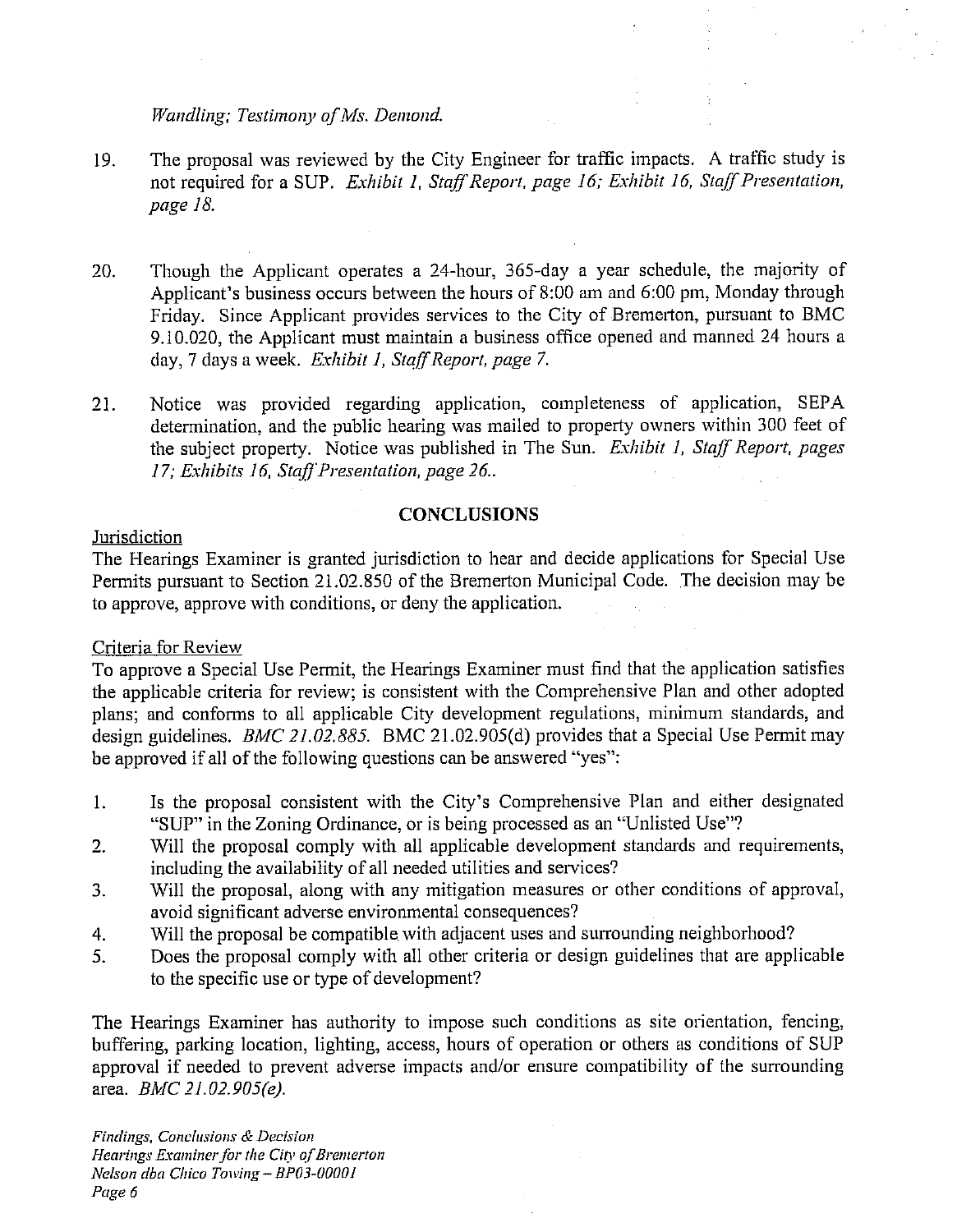*Wandling; Testimony of Ms. Demond.*

19. The proposal was reviewed by the City Engineer for traffic impacts. A traffic study is not required for a SUP. *Exhibit 1, Staff Report, page 16; Exhibit 16, Staff Presentation, page 18.*

20. Though the Applicant operates a 24-hour, 365-day a year schedule, the majority of Applicant's business occurs between the hours of 8:00 am and 6:00 pm, Monday through Friday. Since Applicant provides services to the City of Bremerton, pursuant to BMC 9.10.020, the Applicant must maintain a business office opened and manned 24 hours a day, 7 days a week. *Exhibit 1, Staff Report, page 7.*

21. Notice was provided regarding application, completeness of application, SEPA determination, and the public hearing was mailed to property owners within 300 feet of the subject property. Notice was published in The Sun. *Exhibit 1, Staff Report, pages 17; Exhibits 16, Staff Presentation, page 26..*

## CONCLUSIONS

Jurisdiction

The Hearings Examiner is granted jurisdiction to hear and decide applications for Special Use Permits pursuant to Section 21.02.850 of the Bremerton Municipal Code. The decision may be to approve, approve with conditions, or deny the application.

Criteria for Review

To approve a Special Use Permit, the Hearings Examiner must find that the application satisfies the applicable criteria for review; is consistent with the Comprehensive Plan and other adopted plans; and conforms to all applicable City development regulations, minimum standards, and design guidelines. *BMC 21.02.885.* BMC 21.02.905(d) provides that a Special Use Permit may be approved if all of the following questions can be answered "yes":

1. Is the proposal consistent with the City's Comprehensive Plan and either designated "SUP" in the Zoning Ordinance, or is being processed as an "Unlisted Use"?
2. Will the proposal comply with all applicable development standards and requirements, including the availability of all needed utilities and services?
3. Will the proposal, along with any mitigation measures or other conditions of approval, avoid significant adverse environmental consequences?
4. Will the proposal be compatible with adjacent uses and surrounding neighborhood?
5. Does the proposal comply with all other criteria or design guidelines that are applicable to the specific use or type of development?

The Hearings Examiner has authority to impose such conditions as site orientation, fencing, buffering, parking location, lighting, access, hours of operation or others as conditions of SUP approval if needed to prevent adverse impacts and/or ensure compatibility of the surrounding area. *BMC 21.02.905(e).*

*Findings, Conclusions & Decision*
*Hearings Examiner for the City of Bremerton*
*Nelson dba Chico Towing – BP03-00001*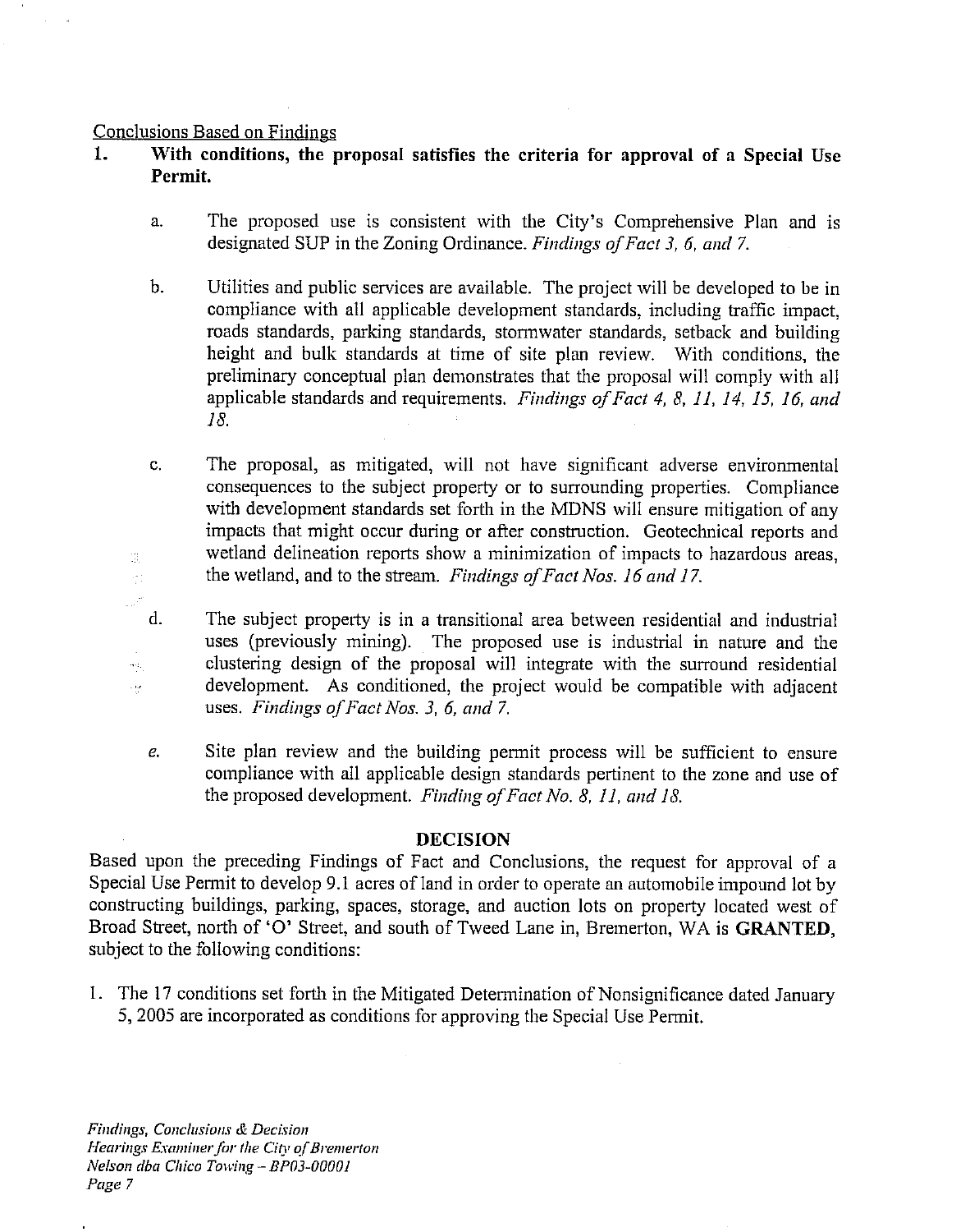<u>Conclusions Based on Findings</u>

1. **With conditions, the proposal satisfies the criteria for approval of a Special Use Permit.**

   a. The proposed use is consistent with the City's Comprehensive Plan and is designated SUP in the Zoning Ordinance. *Findings of Fact 3, 6, and 7.*

   b. Utilities and public services are available. The project will be developed to be in compliance with all applicable development standards, including traffic impact, roads standards, parking standards, stormwater standards, setback and building height and bulk standards at time of site plan review. With conditions, the preliminary conceptual plan demonstrates that the proposal will comply with all applicable standards and requirements. *Findings of Fact 4, 8, 11, 14, 15, 16, and 18.*

   c. The proposal, as mitigated, will not have significant adverse environmental consequences to the subject property or to surrounding properties. Compliance with development standards set forth in the MDNS will ensure mitigation of any impacts that might occur during or after construction. Geotechnical reports and wetland delineation reports show a minimization of impacts to hazardous areas, the wetland, and to the stream. *Findings of Fact Nos. 16 and 17.*

   d. The subject property is in a transitional area between residential and industrial uses (previously mining). The proposed use is industrial in nature and the clustering design of the proposal will integrate with the surround residential development. As conditioned, the project would be compatible with adjacent uses. *Findings of Fact Nos. 3, 6, and 7.*

   e. Site plan review and the building permit process will be sufficient to ensure compliance with all applicable design standards pertinent to the zone and use of the proposed development. *Finding of Fact No. 8, 11, and 18.*

## DECISION

Based upon the preceding Findings of Fact and Conclusions, the request for approval of a Special Use Permit to develop 9.1 acres of land in order to operate an automobile impound lot by constructing buildings, parking, spaces, storage, and auction lots on property located west of Broad Street, north of 'O' Street, and south of Tweed Lane in, Bremerton, WA is **GRANTED**, subject to the following conditions:

1. The 17 conditions set forth in the Mitigated Determination of Nonsignificance dated January 5, 2005 are incorporated as conditions for approving the Special Use Permit.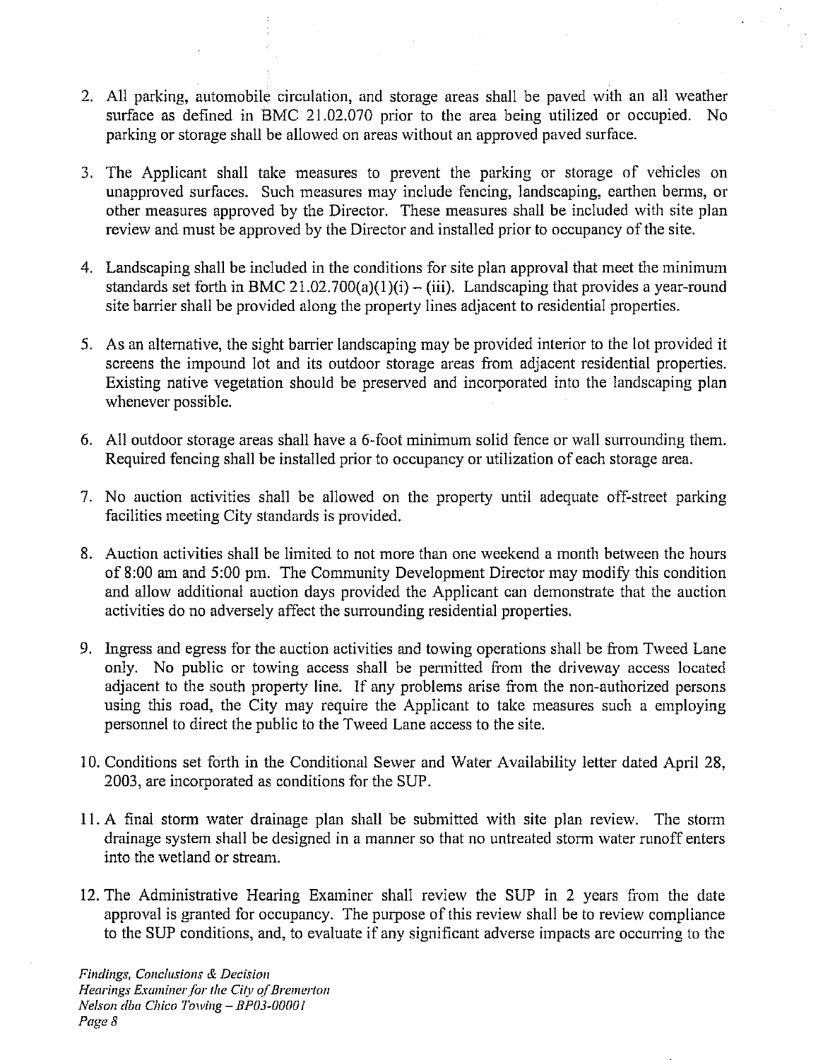2. All parking, automobile circulation, and storage areas shall be paved with an all weather surface as defined in BMC 21.02.070 prior to the area being utilized or occupied. No parking or storage shall be allowed on areas without an approved paved surface.

3. The Applicant shall take measures to prevent the parking or storage of vehicles on unapproved surfaces. Such measures may include fencing, landscaping, earthen berms, or other measures approved by the Director. These measures shall be included with site plan review and must be approved by the Director and installed prior to occupancy of the site.

4. Landscaping shall be included in the conditions for site plan approval that meet the minimum standards set forth in BMC 21.02.700(a)(1)(i) – (iii). Landscaping that provides a year-round site barrier shall be provided along the property lines adjacent to residential properties.

5. As an alternative, the sight barrier landscaping may be provided interior to the lot provided it screens the impound lot and its outdoor storage areas from adjacent residential properties. Existing native vegetation should be preserved and incorporated into the landscaping plan whenever possible.

6. All outdoor storage areas shall have a 6-foot minimum solid fence or wall surrounding them. Required fencing shall be installed prior to occupancy or utilization of each storage area.

7. No auction activities shall be allowed on the property until adequate off-street parking facilities meeting City standards is provided.

8. Auction activities shall be limited to not more than one weekend a month between the hours of 8:00 am and 5:00 pm. The Community Development Director may modify this condition and allow additional auction days provided the Applicant can demonstrate that the auction activities do no adversely affect the surrounding residential properties.

9. Ingress and egress for the auction activities and towing operations shall be from Tweed Lane only. No public or towing access shall be permitted from the driveway access located adjacent to the south property line. If any problems arise from the non-authorized persons using this road, the City may require the Applicant to take measures such a employing personnel to direct the public to the Tweed Lane access to the site.

10. Conditions set forth in the Conditional Sewer and Water Availability letter dated April 28, 2003, are incorporated as conditions for the SUP.

11. A final storm water drainage plan shall be submitted with site plan review. The storm drainage system shall be designed in a manner so that no untreated storm water runoff enters into the wetland or stream.

12. The Administrative Hearing Examiner shall review the SUP in 2 years from the date approval is granted for occupancy. The purpose of this review shall be to review compliance to the SUP conditions, and, to evaluate if any significant adverse impacts are occurring to the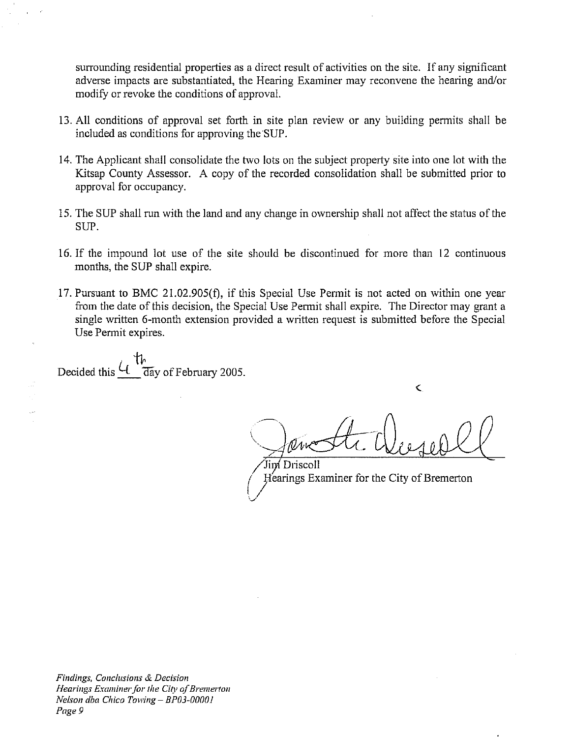surrounding residential properties as a direct result of activities on the site. If any significant adverse impacts are substantiated, the Hearing Examiner may reconvene the hearing and/or modify or revoke the conditions of approval.

13. All conditions of approval set forth in site plan review or any building permits shall be included as conditions for approving the SUP.

14. The Applicant shall consolidate the two lots on the subject property site into one lot with the Kitsap County Assessor. A copy of the recorded consolidation shall be submitted prior to approval for occupancy.

15. The SUP shall run with the land and any change in ownership shall not affect the status of the SUP.

16. If the impound lot use of the site should be discontinued for more than 12 continuous months, the SUP shall expire.

17. Pursuant to BMC 21.02.905(f), if this Special Use Permit is not acted on within one year from the date of this decision, the Special Use Permit shall expire. The Director may grant a single written 6-month extension provided a written request is submitted before the Special Use Permit expires.

Decided this 4th day of February 2005.

Jim Driscoll
Hearings Examiner for the City of Bremerton

*Findings, Conclusions & Decision*
*Hearings Examiner for the City of Bremerton*
*Nelson dba Chico Towing – BP03-00001*
*Page 9*